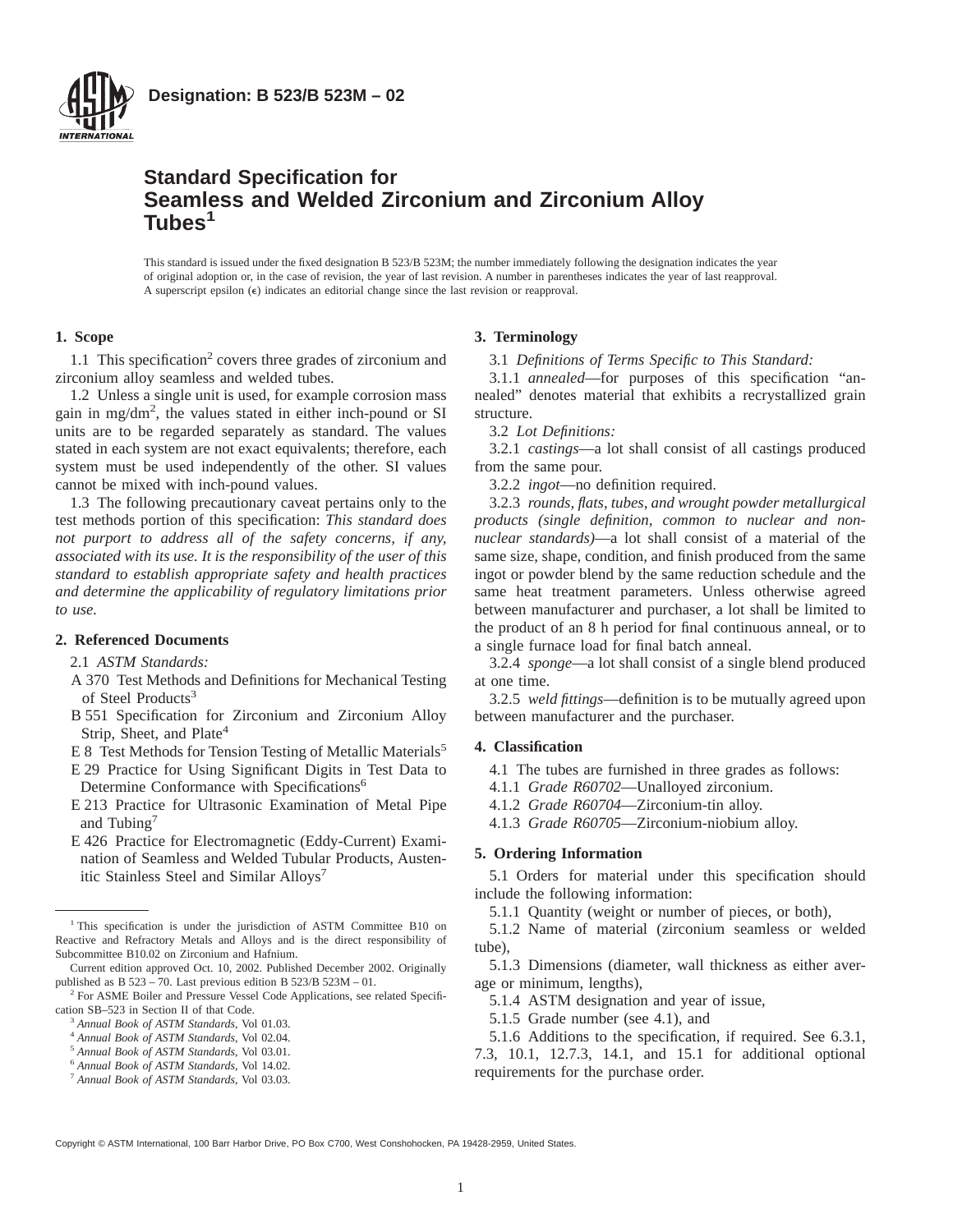Designation: B 523/B 523M – 02

# Standard Specification for Seamless and Welded Zirconium and Zirconium Alloy Tubes[1]

This standard is issued under the fixed designation B 523/B 523M; the number immediately following the designation indicates the year of original adoption or, in the case of revision, the year of last revision. A number in parentheses indicates the year of last reapproval. A superscript epsilon (ε) indicates an editorial change since the last revision or reapproval.

## 1. Scope

1.1 This specification[2] covers three grades of zirconium and zirconium alloy seamless and welded tubes.

1.2 Unless a single unit is used, for example corrosion mass gain in mg/dm$^2$, the values stated in either inch-pound or SI units are to be regarded separately as standard. The values stated in each system are not exact equivalents; therefore, each system must be used independently of the other. SI values cannot be mixed with inch-pound values.

1.3 The following precautionary caveat pertains only to the test methods portion of this specification: *This standard does not purport to address all of the safety concerns, if any, associated with its use. It is the responsibility of the user of this standard to establish appropriate safety and health practices and determine the applicability of regulatory limitations prior to use.*

## 2. Referenced Documents

2.1 *ASTM Standards:*

A 370 Test Methods and Definitions for Mechanical Testing of Steel Products[3]

B 551 Specification for Zirconium and Zirconium Alloy Strip, Sheet, and Plate[4]

E 8 Test Methods for Tension Testing of Metallic Materials[5]

E 29 Practice for Using Significant Digits in Test Data to Determine Conformance with Specifications[6]

E 213 Practice for Ultrasonic Examination of Metal Pipe and Tubing[7]

E 426 Practice for Electromagnetic (Eddy-Current) Examination of Seamless and Welded Tubular Products, Austenitic Stainless Steel and Similar Alloys[7]

## 3. Terminology

3.1 *Definitions of Terms Specific to This Standard:*

3.1.1 *annealed*—for purposes of this specification "annealed" denotes material that exhibits a recrystallized grain structure.

3.2 *Lot Definitions:*

3.2.1 *castings*—a lot shall consist of all castings produced from the same pour.

3.2.2 *ingot*—no definition required.

3.2.3 *rounds, flats, tubes, and wrought powder metallurgical products (single definition, common to nuclear and non-nuclear standards)*—a lot shall consist of a material of the same size, shape, condition, and finish produced from the same ingot or powder blend by the same reduction schedule and the same heat treatment parameters. Unless otherwise agreed between manufacturer and purchaser, a lot shall be limited to the product of an 8 h period for final continuous anneal, or to a single furnace load for final batch anneal.

3.2.4 *sponge*—a lot shall consist of a single blend produced at one time.

3.2.5 *weld fittings*—definition is to be mutually agreed upon between manufacturer and the purchaser.

## 4. Classification

4.1 The tubes are furnished in three grades as follows:

4.1.1 *Grade R60702*—Unalloyed zirconium.

4.1.2 *Grade R60704*—Zirconium-tin alloy.

4.1.3 *Grade R60705*—Zirconium-niobium alloy.

## 5. Ordering Information

5.1 Orders for material under this specification should include the following information:

5.1.1 Quantity (weight or number of pieces, or both),

5.1.2 Name of material (zirconium seamless or welded tube),

5.1.3 Dimensions (diameter, wall thickness as either average or minimum, lengths),

5.1.4 ASTM designation and year of issue,

5.1.5 Grade number (see 4.1), and

5.1.6 Additions to the specification, if required. See 6.3.1, 7.3, 10.1, 12.7.3, 14.1, and 15.1 for additional optional requirements for the purchase order.

---

[1] This specification is under the jurisdiction of ASTM Committee B10 on Reactive and Refractory Metals and Alloys and is the direct responsibility of Subcommittee B10.02 on Zirconium and Hafnium.

Current edition approved Oct. 10, 2002. Published December 2002. Originally published as B 523 – 70. Last previous edition B 523/B 523M – 01.

[2] For ASME Boiler and Pressure Vessel Code Applications, see related Specification SB–523 in Section II of that Code.

[3] *Annual Book of ASTM Standards*, Vol 01.03.

[4] *Annual Book of ASTM Standards*, Vol 02.04.

[5] *Annual Book of ASTM Standards*, Vol 03.01.

[6] *Annual Book of ASTM Standards*, Vol 14.02.

[7] *Annual Book of ASTM Standards*, Vol 03.03.

Copyright © ASTM International, 100 Barr Harbor Drive, PO Box C700, West Conshohocken, PA 19428-2959, United States.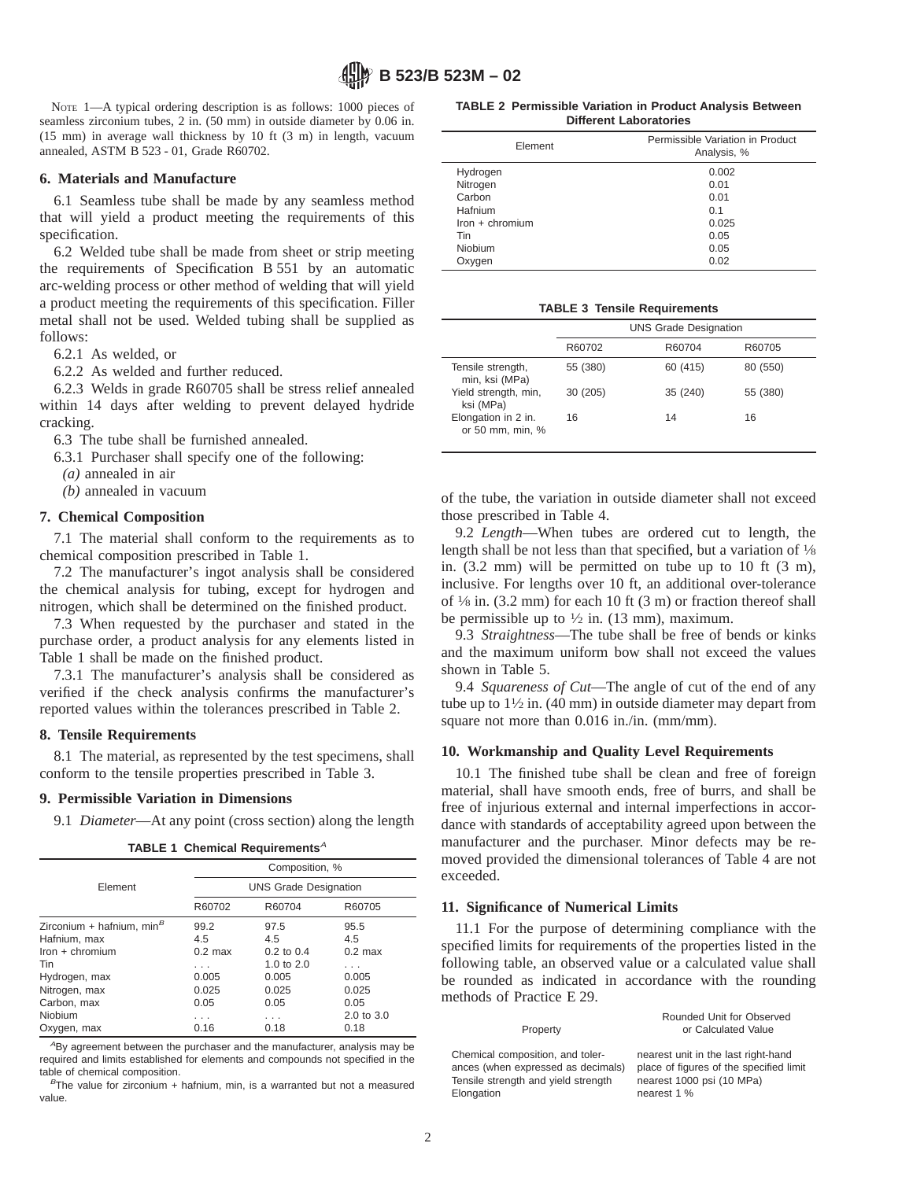NOTE 1—A typical ordering description is as follows: 1000 pieces of seamless zirconium tubes, 2 in. (50 mm) in outside diameter by 0.06 in. (15 mm) in average wall thickness by 10 ft (3 m) in length, vacuum annealed, ASTM B 523 - 01, Grade R60702.

## 6. Materials and Manufacture

6.1 Seamless tube shall be made by any seamless method that will yield a product meeting the requirements of this specification.

6.2 Welded tube shall be made from sheet or strip meeting the requirements of Specification B 551 by an automatic arc-welding process or other method of welding that will yield a product meeting the requirements of this specification. Filler metal shall not be used. Welded tubing shall be supplied as follows:

6.2.1 As welded, or

6.2.2 As welded and further reduced.

6.2.3 Welds in grade R60705 shall be stress relief annealed within 14 days after welding to prevent delayed hydride cracking.

6.3 The tube shall be furnished annealed.

6.3.1 Purchaser shall specify one of the following:

*(a)* annealed in air

*(b)* annealed in vacuum

## 7. Chemical Composition

7.1 The material shall conform to the requirements as to chemical composition prescribed in Table 1.

7.2 The manufacturer's ingot analysis shall be considered the chemical analysis for tubing, except for hydrogen and nitrogen, which shall be determined on the finished product.

7.3 When requested by the purchaser and stated in the purchase order, a product analysis for any elements listed in Table 1 shall be made on the finished product.

7.3.1 The manufacturer's analysis shall be considered as verified if the check analysis confirms the manufacturer's reported values within the tolerances prescribed in Table 2.

## 8. Tensile Requirements

8.1 The material, as represented by the test specimens, shall conform to the tensile properties prescribed in Table 3.

## 9. Permissible Variation in Dimensions

9.1 *Diameter*—At any point (cross section) along the length of the tube, the variation in outside diameter shall not exceed those prescribed in Table 4.

**TABLE 1 Chemical Requirements**[A]

| Element | Composition, % | | |
|---|---|---|---|
| | UNS Grade Designation | | |
| | R60702 | R60704 | R60705 |
| Zirconium + hafnium, min[B] | 99.2 | 97.5 | 95.5 |
| Hafnium, max | 4.5 | 4.5 | 4.5 |
| Iron + chromium | 0.2 max | 0.2 to 0.4 | 0.2 max |
| Tin | . . . | 1.0 to 2.0 | . . . |
| Hydrogen, max | 0.005 | 0.005 | 0.005 |
| Nitrogen, max | 0.025 | 0.025 | 0.025 |
| Carbon, max | 0.05 | 0.05 | 0.05 |
| Niobium | . . . | . . . | 2.0 to 3.0 |
| Oxygen, max | 0.16 | 0.18 | 0.18 |

[A] By agreement between the purchaser and the manufacturer, analysis may be required and limits established for elements and compounds not specified in the table of chemical composition.

[B] The value for zirconium + hafnium, min, is a warranted but not a measured value.

**TABLE 2 Permissible Variation in Product Analysis Between Different Laboratories**

| Element | Permissible Variation in Product Analysis, % |
|---|---|
| Hydrogen | 0.002 |
| Nitrogen | 0.01 |
| Carbon | 0.01 |
| Hafnium | 0.1 |
| Iron + chromium | 0.025 |
| Tin | 0.05 |
| Niobium | 0.05 |
| Oxygen | 0.02 |

**TABLE 3 Tensile Requirements**

| | UNS Grade Designation | | |
|---|---|---|---|
| | R60702 | R60704 | R60705 |
| Tensile strength, min, ksi (MPa) | 55 (380) | 60 (415) | 80 (550) |
| Yield strength, min, ksi (MPa) | 30 (205) | 35 (240) | 55 (380) |
| Elongation in 2 in. or 50 mm, min, % | 16 | 14 | 16 |

9.2 *Length*—When tubes are ordered cut to length, the length shall be not less than that specified, but a variation of ⅛ in. (3.2 mm) will be permitted on tube up to 10 ft (3 m), inclusive. For lengths over 10 ft, an additional over-tolerance of ⅛ in. (3.2 mm) for each 10 ft (3 m) or fraction thereof shall be permissible up to ½ in. (13 mm), maximum.

9.3 *Straightness*—The tube shall be free of bends or kinks and the maximum uniform bow shall not exceed the values shown in Table 5.

9.4 *Squareness of Cut*—The angle of cut of the end of any tube up to 1½ in. (40 mm) in outside diameter may depart from square not more than 0.016 in./in. (mm/mm).

## 10. Workmanship and Quality Level Requirements

10.1 The finished tube shall be clean and free of foreign material, shall have smooth ends, free of burrs, and shall be free of injurious external and internal imperfections in accordance with standards of acceptability agreed upon between the manufacturer and the purchaser. Minor defects may be removed provided the dimensional tolerances of Table 4 are not exceeded.

## 11. Significance of Numerical Limits

11.1 For the purpose of determining compliance with the specified limits for requirements of the properties listed in the following table, an observed value or a calculated value shall be rounded as indicated in accordance with the rounding methods of Practice E 29.

| Property | Rounded Unit for Observed or Calculated Value |
|---|---|
| Chemical composition, and tolerances (when expressed as decimals) | nearest unit in the last right-hand place of figures of the specified limit |
| Tensile strength and yield strength | nearest 1000 psi (10 MPa) |
| Elongation | nearest 1 % |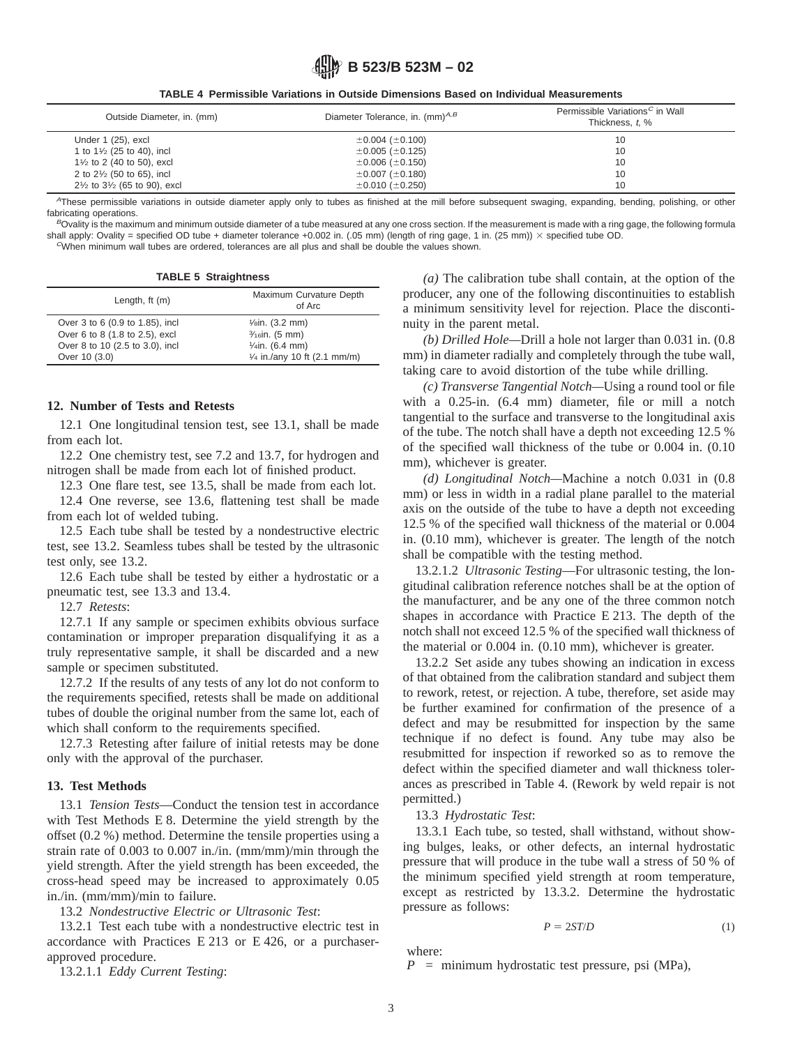**TABLE 4 Permissible Variations in Outside Dimensions Based on Individual Measurements**

| Outside Diameter, in. (mm) | Diameter Tolerance, in. (mm)[A,B] | Permissible Variations[C] in Wall Thickness, *t*, % |
|---|---|---|
| Under 1 (25), excl | ±0.004 (±0.100) | 10 |
| 1 to 1½ (25 to 40), incl | ±0.005 (±0.125) | 10 |
| 1½ to 2 (40 to 50), excl | ±0.006 (±0.150) | 10 |
| 2 to 2½ (50 to 65), incl | ±0.007 (±0.180) | 10 |
| 2½ to 3½ (65 to 90), excl | ±0.010 (±0.250) | 10 |

[A]These permissible variations in outside diameter apply only to tubes as finished at the mill before subsequent swaging, expanding, bending, polishing, or other fabricating operations.

[B]Ovality is the maximum and minimum outside diameter of a tube measured at any one cross section. If the measurement is made with a ring gage, the following formula shall apply: Ovality = specified OD tube + diameter tolerance +0.002 in. (.05 mm) (length of ring gage, 1 in. (25 mm)) × specified tube OD.

[C]When minimum wall tubes are ordered, tolerances are all plus and shall be double the values shown.

**TABLE 5 Straightness**

| Length, ft (m) | Maximum Curvature Depth of Arc |
|---|---|
| Over 3 to 6 (0.9 to 1.85), incl | ⅛in. (3.2 mm) |
| Over 6 to 8 (1.8 to 2.5), excl | 3/16in. (5 mm) |
| Over 8 to 10 (2.5 to 3.0), incl | ¼in. (6.4 mm) |
| Over 10 (3.0) | ¼ in./any 10 ft (2.1 mm/m) |

## 12. Number of Tests and Retests

12.1 One longitudinal tension test, see 13.1, shall be made from each lot.

12.2 One chemistry test, see 7.2 and 13.7, for hydrogen and nitrogen shall be made from each lot of finished product.

12.3 One flare test, see 13.5, shall be made from each lot.

12.4 One reverse, see 13.6, flattening test shall be made from each lot of welded tubing.

12.5 Each tube shall be tested by a nondestructive electric test, see 13.2. Seamless tubes shall be tested by the ultrasonic test only, see 13.2.

12.6 Each tube shall be tested by either a hydrostatic or a pneumatic test, see 13.3 and 13.4.

12.7 *Retests*:

12.7.1 If any sample or specimen exhibits obvious surface contamination or improper preparation disqualifying it as a truly representative sample, it shall be discarded and a new sample or specimen substituted.

12.7.2 If the results of any tests of any lot do not conform to the requirements specified, retests shall be made on additional tubes of double the original number from the same lot, each of which shall conform to the requirements specified.

12.7.3 Retesting after failure of initial retests may be done only with the approval of the purchaser.

## 13. Test Methods

13.1 *Tension Tests*—Conduct the tension test in accordance with Test Methods E 8. Determine the yield strength by the offset (0.2 %) method. Determine the tensile properties using a strain rate of 0.003 to 0.007 in./in. (mm/mm)/min through the yield strength. After the yield strength has been exceeded, the cross-head speed may be increased to approximately 0.05 in./in. (mm/mm)/min to failure.

13.2 *Nondestructive Electric or Ultrasonic Test*:

13.2.1 Test each tube with a nondestructive electric test in accordance with Practices E 213 or E 426, or a purchaser-approved procedure.

13.2.1.1 *Eddy Current Testing*:

*(a)* The calibration tube shall contain, at the option of the producer, any one of the following discontinuities to establish a minimum sensitivity level for rejection. Place the discontinuity in the parent metal.

*(b) Drilled Hole*—Drill a hole not larger than 0.031 in. (0.8 mm) in diameter radially and completely through the tube wall, taking care to avoid distortion of the tube while drilling.

*(c) Transverse Tangential Notch*—Using a round tool or file with a 0.25-in. (6.4 mm) diameter, file or mill a notch tangential to the surface and transverse to the longitudinal axis of the tube. The notch shall have a depth not exceeding 12.5 % of the specified wall thickness of the tube or 0.004 in. (0.10 mm), whichever is greater.

*(d) Longitudinal Notch*—Machine a notch 0.031 in (0.8 mm) or less in width in a radial plane parallel to the material axis on the outside of the tube to have a depth not exceeding 12.5 % of the specified wall thickness of the material or 0.004 in. (0.10 mm), whichever is greater. The length of the notch shall be compatible with the testing method.

13.2.1.2 *Ultrasonic Testing*—For ultrasonic testing, the longitudinal calibration reference notches shall be at the option of the manufacturer, and be any one of the three common notch shapes in accordance with Practice E 213. The depth of the notch shall not exceed 12.5 % of the specified wall thickness of the material or 0.004 in. (0.10 mm), whichever is greater.

13.2.2 Set aside any tubes showing an indication in excess of that obtained from the calibration standard and subject them to rework, retest, or rejection. A tube, therefore, set aside may be further examined for confirmation of the presence of a defect and may be resubmitted for inspection by the same technique if no defect is found. Any tube may also be resubmitted for inspection if reworked so as to remove the defect within the specified diameter and wall thickness tolerances as prescribed in Table 4. (Rework by weld repair is not permitted.)

13.3 *Hydrostatic Test*:

13.3.1 Each tube, so tested, shall withstand, without showing bulges, leaks, or other defects, an internal hydrostatic pressure that will produce in the tube wall a stress of 50 % of the minimum specified yield strength at room temperature, except as restricted by 13.3.2. Determine the hydrostatic pressure as follows:

$$P = 2ST/D \quad (1)$$

where:

$P$ = minimum hydrostatic test pressure, psi (MPa),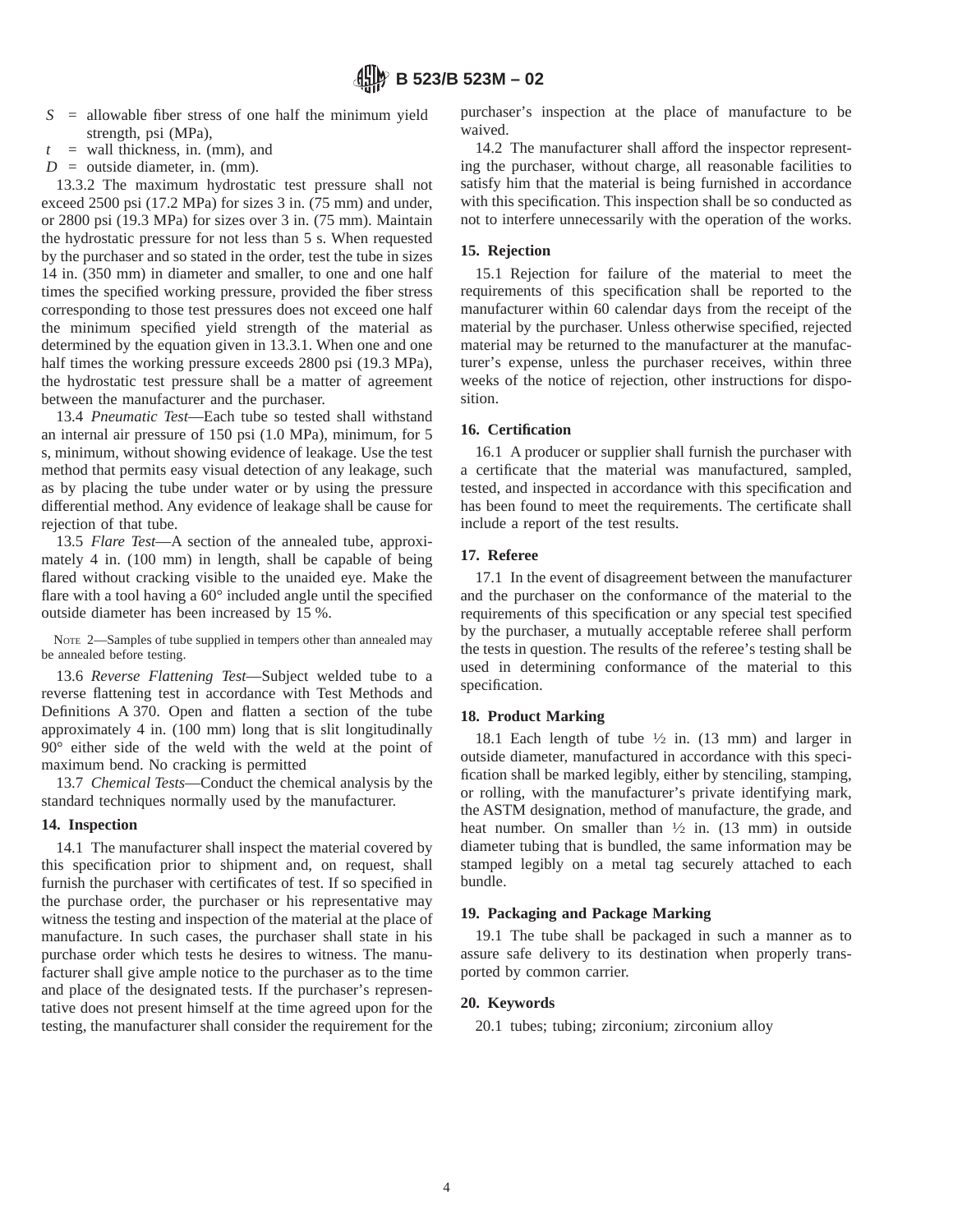$S$ = allowable fiber stress of one half the minimum yield strength, psi (MPa),

$t$ = wall thickness, in. (mm), and

$D$ = outside diameter, in. (mm).

13.3.2 The maximum hydrostatic test pressure shall not exceed 2500 psi (17.2 MPa) for sizes 3 in. (75 mm) and under, or 2800 psi (19.3 MPa) for sizes over 3 in. (75 mm). Maintain the hydrostatic pressure for not less than 5 s. When requested by the purchaser and so stated in the order, test the tube in sizes 14 in. (350 mm) in diameter and smaller, to one and one half times the specified working pressure, provided the fiber stress corresponding to those test pressures does not exceed one half the minimum specified yield strength of the material as determined by the equation given in 13.3.1. When one and one half times the working pressure exceeds 2800 psi (19.3 MPa), the hydrostatic test pressure shall be a matter of agreement between the manufacturer and the purchaser.

13.4 *Pneumatic Test*—Each tube so tested shall withstand an internal air pressure of 150 psi (1.0 MPa), minimum, for 5 s, minimum, without showing evidence of leakage. Use the test method that permits easy visual detection of any leakage, such as by placing the tube under water or by using the pressure differential method. Any evidence of leakage shall be cause for rejection of that tube.

13.5 *Flare Test*—A section of the annealed tube, approximately 4 in. (100 mm) in length, shall be capable of being flared without cracking visible to the unaided eye. Make the flare with a tool having a 60° included angle until the specified outside diameter has been increased by 15 %.

NOTE 2—Samples of tube supplied in tempers other than annealed may be annealed before testing.

13.6 *Reverse Flattening Test*—Subject welded tube to a reverse flattening test in accordance with Test Methods and Definitions A 370. Open and flatten a section of the tube approximately 4 in. (100 mm) long that is slit longitudinally 90° either side of the weld with the weld at the point of maximum bend. No cracking is permitted

13.7 *Chemical Tests*—Conduct the chemical analysis by the standard techniques normally used by the manufacturer.

## 14. Inspection

14.1 The manufacturer shall inspect the material covered by this specification prior to shipment and, on request, shall furnish the purchaser with certificates of test. If so specified in the purchase order, the purchaser or his representative may witness the testing and inspection of the material at the place of manufacture. In such cases, the purchaser shall state in his purchase order which tests he desires to witness. The manufacturer shall give ample notice to the purchaser as to the time and place of the designated tests. If the purchaser's representative does not present himself at the time agreed upon for the testing, the manufacturer shall consider the requirement for the purchaser's inspection at the place of manufacture to be waived.

14.2 The manufacturer shall afford the inspector representing the purchaser, without charge, all reasonable facilities to satisfy him that the material is being furnished in accordance with this specification. This inspection shall be so conducted as not to interfere unnecessarily with the operation of the works.

## 15. Rejection

15.1 Rejection for failure of the material to meet the requirements of this specification shall be reported to the manufacturer within 60 calendar days from the receipt of the material by the purchaser. Unless otherwise specified, rejected material may be returned to the manufacturer at the manufacturer's expense, unless the purchaser receives, within three weeks of the notice of rejection, other instructions for disposition.

## 16. Certification

16.1 A producer or supplier shall furnish the purchaser with a certificate that the material was manufactured, sampled, tested, and inspected in accordance with this specification and has been found to meet the requirements. The certificate shall include a report of the test results.

## 17. Referee

17.1 In the event of disagreement between the manufacturer and the purchaser on the conformance of the material to the requirements of this specification or any special test specified by the purchaser, a mutually acceptable referee shall perform the tests in question. The results of the referee's testing shall be used in determining conformance of the material to this specification.

## 18. Product Marking

18.1 Each length of tube ½ in. (13 mm) and larger in outside diameter, manufactured in accordance with this specification shall be marked legibly, either by stenciling, stamping, or rolling, with the manufacturer's private identifying mark, the ASTM designation, method of manufacture, the grade, and heat number. On smaller than ½ in. (13 mm) in outside diameter tubing that is bundled, the same information may be stamped legibly on a metal tag securely attached to each bundle.

## 19. Packaging and Package Marking

19.1 The tube shall be packaged in such a manner as to assure safe delivery to its destination when properly transported by common carrier.

## 20. Keywords

20.1 tubes; tubing; zirconium; zirconium alloy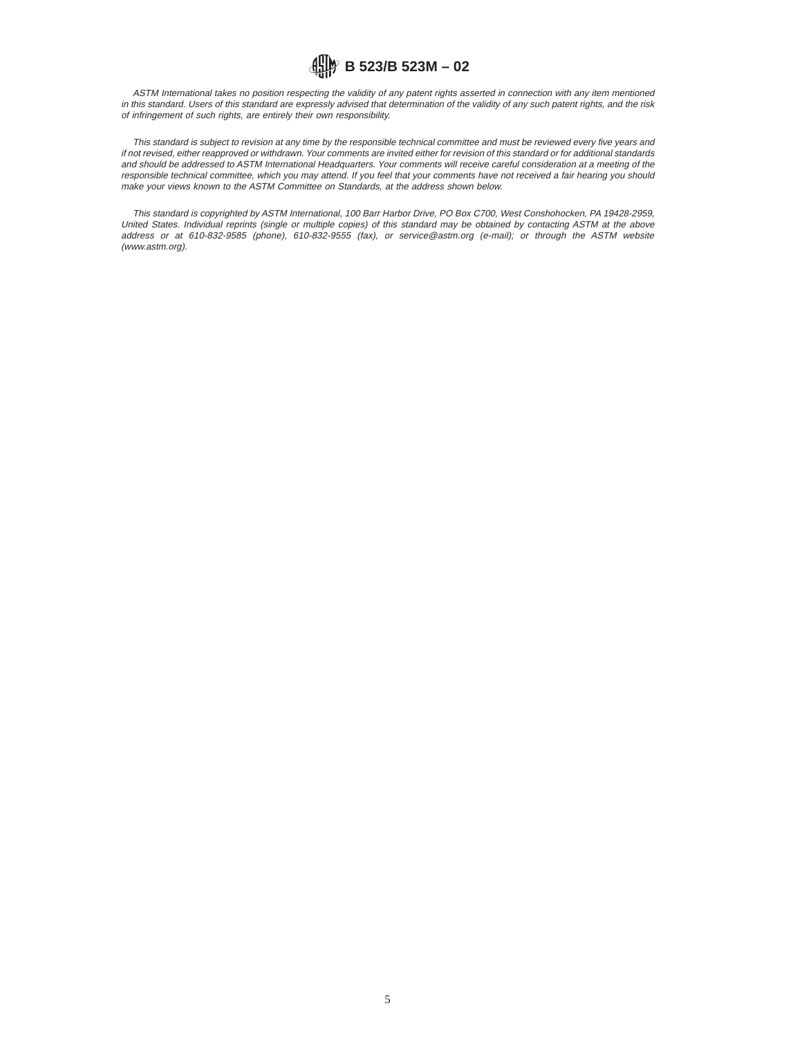*ASTM International takes no position respecting the validity of any patent rights asserted in connection with any item mentioned in this standard. Users of this standard are expressly advised that determination of the validity of any such patent rights, and the risk of infringement of such rights, are entirely their own responsibility.*

*This standard is subject to revision at any time by the responsible technical committee and must be reviewed every five years and if not revised, either reapproved or withdrawn. Your comments are invited either for revision of this standard or for additional standards and should be addressed to ASTM International Headquarters. Your comments will receive careful consideration at a meeting of the responsible technical committee, which you may attend. If you feel that your comments have not received a fair hearing you should make your views known to the ASTM Committee on Standards, at the address shown below.*

*This standard is copyrighted by ASTM International, 100 Barr Harbor Drive, PO Box C700, West Conshohocken, PA 19428-2959, United States. Individual reprints (single or multiple copies) of this standard may be obtained by contacting ASTM at the above address or at 610-832-9585 (phone), 610-832-9555 (fax), or service@astm.org (e-mail); or through the ASTM website (www.astm.org).*